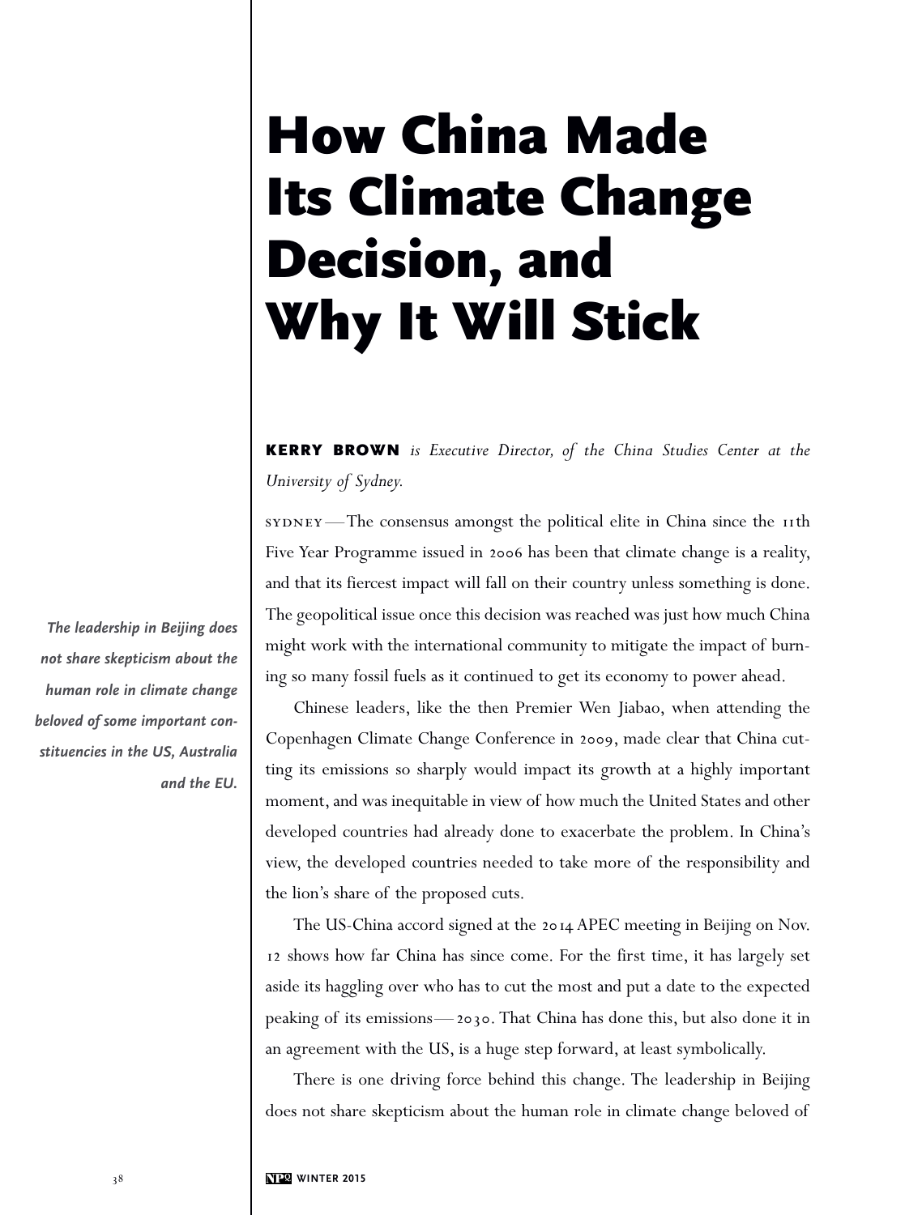# How China Made Its Climate Change Decision, and Why It Will Stick

**KERRY BROWN** *is Executive Director, of the China Studies Center at the University of Sydney.*

SYDNEY—The consensus amongst the political elite in China since the 11th Five Year Programme issued in 2006 has been that climate change is a reality, and that its fiercest impact will fall on their country unless something is done. The geopolitical issue once this decision was reached was just how much China might work with the international community to mitigate the impact of burning so many fossil fuels as it continued to get its economy to power ahead.

*The leadership in Beijing does not share skepticism about the human role in climate change beloved of some important constituencies in the US, Australia and the EU.*

Chinese leaders, like the then Premier Wen Jiabao, when attending the Copenhagen Climate Change Conference in 2009, made clear that China cutting its emissions so sharply would impact its growth at a highly important moment, and was inequitable in view of how much the United States and other developed countries had already done to exacerbate the problem. In China's view, the developed countries needed to take more of the responsibility and the lion's share of the proposed cuts.

The US-China accord signed at the 2014 APEC meeting in Beijing on Nov. 12 shows how far China has since come. For the first time, it has largely set aside its haggling over who has to cut the most and put a date to the expected peaking of its emissions—2030. That China has done this, but also done it in an agreement with the US, is a huge step forward, at least symbolically.

There is one driving force behind this change. The leadership in Beijing does not share skepticism about the human role in climate change beloved of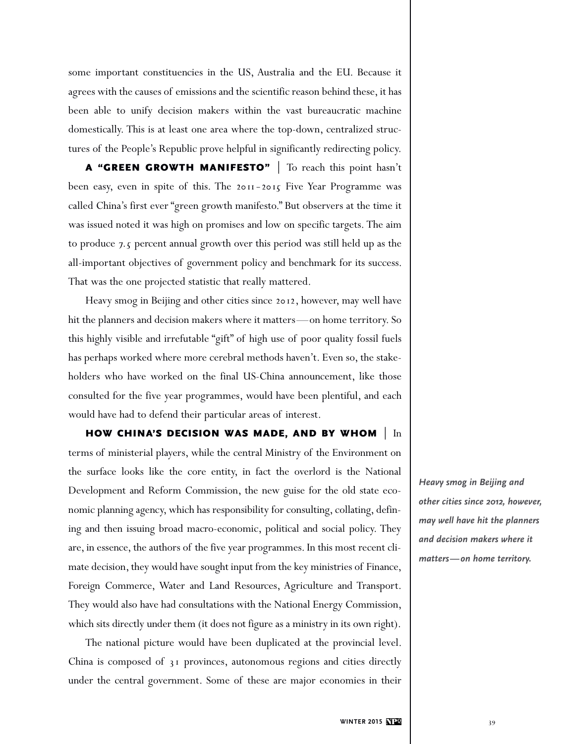some important constituencies in the US, Australia and the EU. Because it agrees with the causes of emissions and the scientific reason behind these, it has been able to unify decision makers within the vast bureaucratic machine domestically. This is at least one area where the top-down, centralized structures of the People's Republic prove helpful in significantly redirecting policy.

**A "GREEN GROWTH MANIFESTO"** | To reach this point hasn't been easy, even in spite of this. The 2011-2015 Five Year Programme was called China's first ever "green growth manifesto." But observers at the time it was issued noted it was high on promises and low on specific targets. The aim to produce 7.5 percent annual growth over this period was still held up as the all-important objectives of government policy and benchmark for its success. That was the one projected statistic that really mattered.

Heavy smog in Beijing and other cities since 2012, however, may well have hit the planners and decision makers where it matters—on home territory. So this highly visible and irrefutable "gift" of high use of poor quality fossil fuels has perhaps worked where more cerebral methods haven't. Even so, the stakeholders who have worked on the final US-China announcement, like those consulted for the five year programmes, would have been plentiful, and each would have had to defend their particular areas of interest.

*Heavy smog in Beijing and other cities since 2012, however, may well have hit the planners and decision makers where it matters—on home territory.*

**HOW CHINA'S DECISION WAS MADE, AND BY WHOM** | In terms of ministerial players, while the central Ministry of the Environment on the surface looks like the core entity, in fact the overlord is the National Development and Reform Commission, the new guise for the old state economic planning agency, which has responsibility for consulting, collating, defining and then issuing broad macro-economic, political and social policy. They are, in essence, the authors of the five year programmes. In this most recent climate decision, they would have sought input from the key ministries of Finance, Foreign Commerce, Water and Land Resources, Agriculture and Transport. They would also have had consultations with the National Energy Commission, which sits directly under them (it does not figure as a ministry in its own right).

The national picture would have been duplicated at the provincial level. China is composed of 31 provinces, autonomous regions and cities directly under the central government. Some of these are major economies in their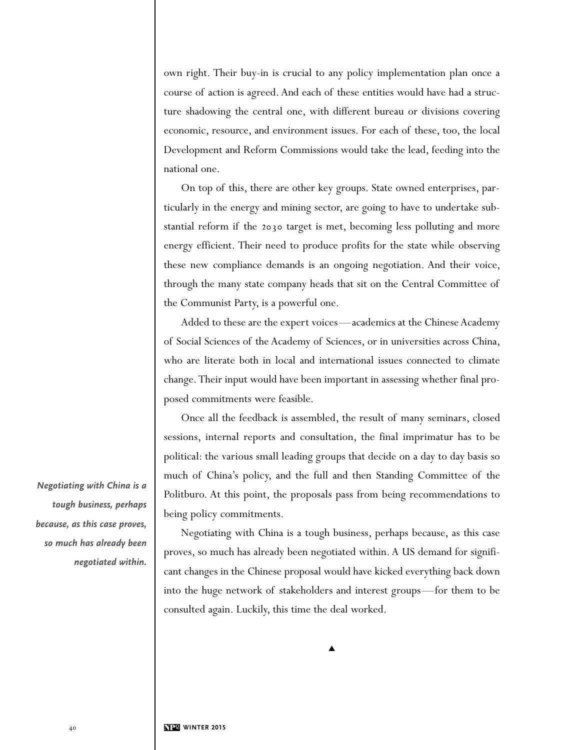own right. Their buy-in is crucial to any policy implementation plan once a course of action is agreed. And each of these entities would have had a structure shadowing the central one, with different bureau or divisions covering economic, resource, and environment issues. For each of these, too, the local Development and Reform Commissions would take the lead, feeding into the national one.

On top of this, there are other key groups. State owned enterprises, particularly in the energy and mining sector, are going to have to undertake substantial reform if the 2030 target is met, becoming less polluting and more energy efficient. Their need to produce profits for the state while observing these new compliance demands is an ongoing negotiation. And their voice, through the many state company heads that sit on the Central Committee of the Communist Party, is a powerful one.

Added to these are the expert voices—academics at the Chinese Academy of Social Sciences of the Academy of Sciences, or in universities across China, who are literate both in local and international issues connected to climate change. Their input would have been important in assessing whether final proposed commitments were feasible.

Once all the feedback is assembled, the result of many seminars, closed sessions, internal reports and consultation, the final imprimatur has to be political: the various small leading groups that decide on a day to day basis so much of China's policy, and the full and then Standing Committee of the Politburo. At this point, the proposals pass from being recommendations to being policy commitments.

*Negotiating with China is a tough business, perhaps because, as this case proves, so much has already been negotiated within.*

Negotiating with China is a tough business, perhaps because, as this case proves, so much has already been negotiated within. A US demand for significant changes in the Chinese proposal would have kicked everything back down into the huge network of stakeholders and interest groups—for them to be consulted again. Luckily, this time the deal worked.

▲